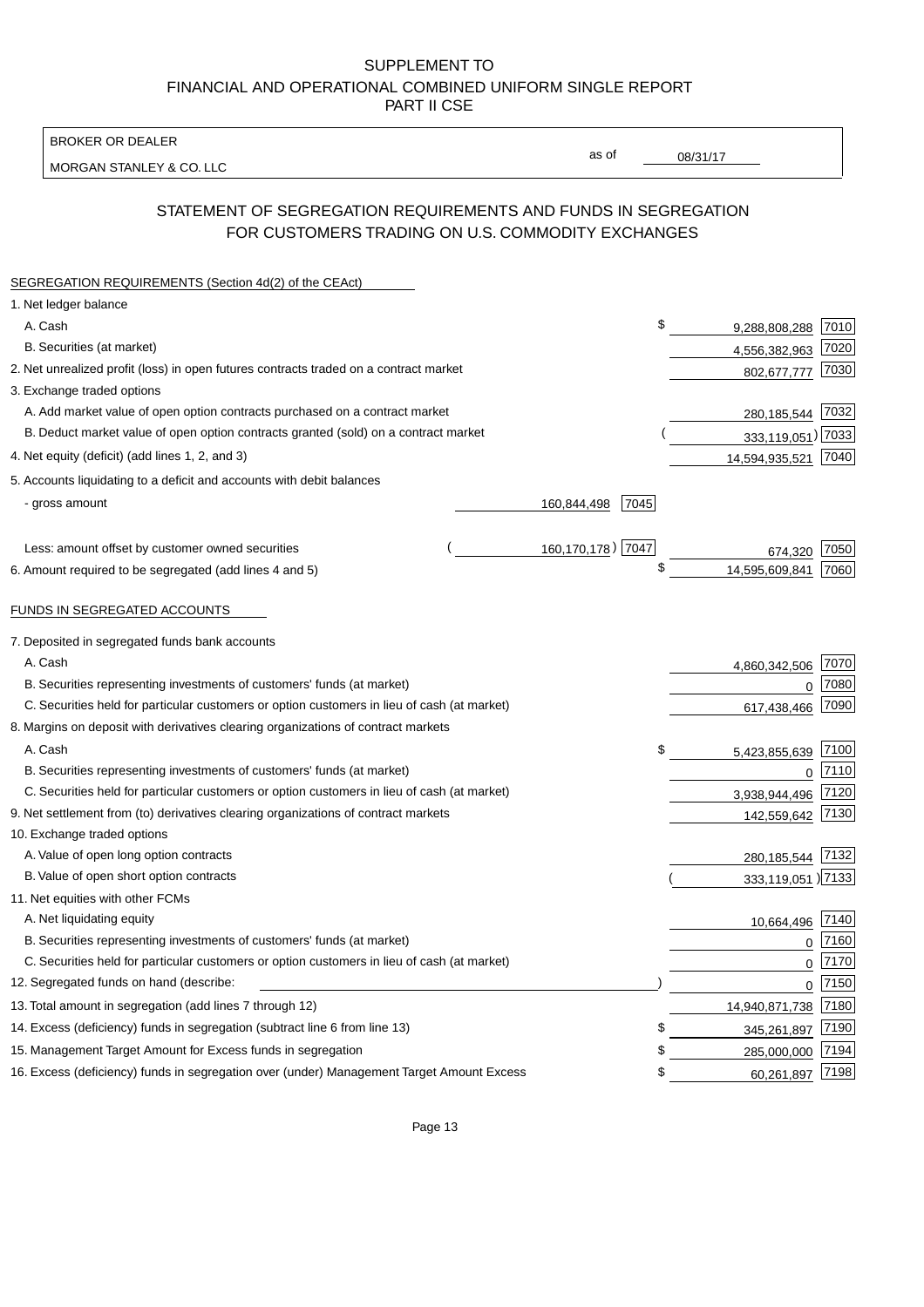SUPPLEMENT TO
FINANCIAL AND OPERATIONAL COMBINED UNIFORM SINGLE REPORT
PART II CSE

| BROKER OR DEALER | |
|---|---|
| MORGAN STANLEY & CO. LLC | as of 08/31/17 |

## STATEMENT OF SEGREGATION REQUIREMENTS AND FUNDS IN SEGREGATION FOR CUSTOMERS TRADING ON U.S. COMMODITY EXCHANGES

| SEGREGATION REQUIREMENTS (Section 4d(2) of the CEAct) | | | | |
|---|---|---|---|---|
| 1. Net ledger balance | | | | |
| A. Cash | | | $ 9,288,808,288 | 7010 |
| B. Securities (at market) | | | 4,556,382,963 | 7020 |
| 2. Net unrealized profit (loss) in open futures contracts traded on a contract market | | | 802,677,777 | 7030 |
| 3. Exchange traded options | | | | |
| A. Add market value of open option contracts purchased on a contract market | | | 280,185,544 | 7032 |
| B. Deduct market value of open option contracts granted (sold) on a contract market | | | (333,119,051) | 7033 |
| 4. Net equity (deficit) (add lines 1, 2, and 3) | | | 14,594,935,521 | 7040 |
| 5. Accounts liquidating to a deficit and accounts with debit balances | | | | |
| - gross amount | 160,844,498 | 7045 | | |
| Less: amount offset by customer owned securities | (160,170,178) | 7047 | 674,320 | 7050 |
| 6. Amount required to be segregated (add lines 4 and 5) | | | $ 14,595,609,841 | 7060 |
| FUNDS IN SEGREGATED ACCOUNTS | | | | |
| 7. Deposited in segregated funds bank accounts | | | | |
| A. Cash | | | 4,860,342,506 | 7070 |
| B. Securities representing investments of customers' funds (at market) | | | 0 | 7080 |
| C. Securities held for particular customers or option customers in lieu of cash (at market) | | | 617,438,466 | 7090 |
| 8. Margins on deposit with derivatives clearing organizations of contract markets | | | | |
| A. Cash | | | $ 5,423,855,639 | 7100 |
| B. Securities representing investments of customers' funds (at market) | | | 0 | 7110 |
| C. Securities held for particular customers or option customers in lieu of cash (at market) | | | 3,938,944,496 | 7120 |
| 9. Net settlement from (to) derivatives clearing organizations of contract markets | | | 142,559,642 | 7130 |
| 10. Exchange traded options | | | | |
| A. Value of open long option contracts | | | 280,185,544 | 7132 |
| B. Value of open short option contracts | | | (333,119,051) | 7133 |
| 11. Net equities with other FCMs | | | | |
| A. Net liquidating equity | | | 10,664,496 | 7140 |
| B. Securities representing investments of customers' funds (at market) | | | 0 | 7160 |
| C. Securities held for particular customers or option customers in lieu of cash (at market) | | | 0 | 7170 |
| 12. Segregated funds on hand (describe: ) | | | 0 | 7150 |
| 13. Total amount in segregation (add lines 7 through 12) | | | 14,940,871,738 | 7180 |
| 14. Excess (deficiency) funds in segregation (subtract line 6 from line 13) | | | $ 345,261,897 | 7190 |
| 15. Management Target Amount for Excess funds in segregation | | | $ 285,000,000 | 7194 |
| 16. Excess (deficiency) funds in segregation over (under) Management Target Amount Excess | | | $ 60,261,897 | 7198 |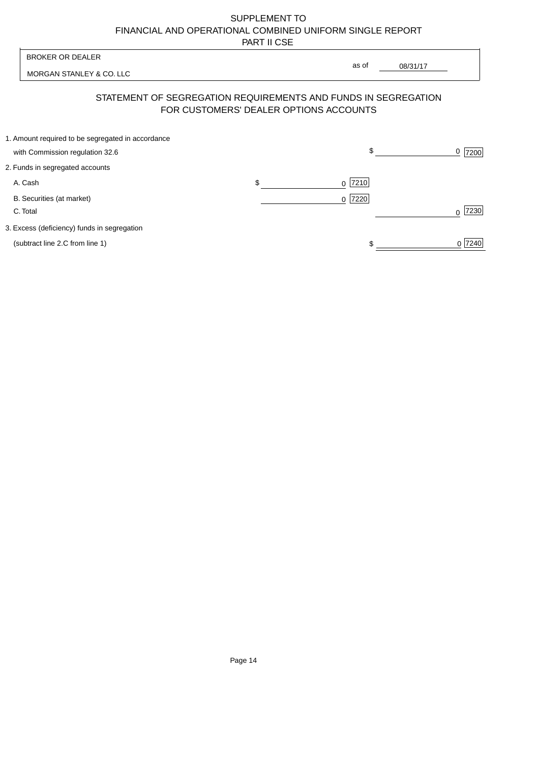SUPPLEMENT TO
FINANCIAL AND OPERATIONAL COMBINED UNIFORM SINGLE REPORT
PART II CSE

| BROKER OR DEALER | | |
|---|---|---|
| MORGAN STANLEY & CO. LLC | as of | 08/31/17 |

## STATEMENT OF SEGREGATION REQUIREMENTS AND FUNDS IN SEGREGATION FOR CUSTOMERS' DEALER OPTIONS ACCOUNTS

| | | |
|---|---|---|
| 1. Amount required to be segregated in accordance with Commission regulation 32.6 | | $ 0 [7200] |
| 2. Funds in segregated accounts | | |
| A. Cash | $ 0 [7210] | |
| B. Securities (at market) | 0 [7220] | |
| C. Total | | 0 [7230] |
| 3. Excess (deficiency) funds in segregation (subtract line 2.C from line 1) | | $ 0 [7240] |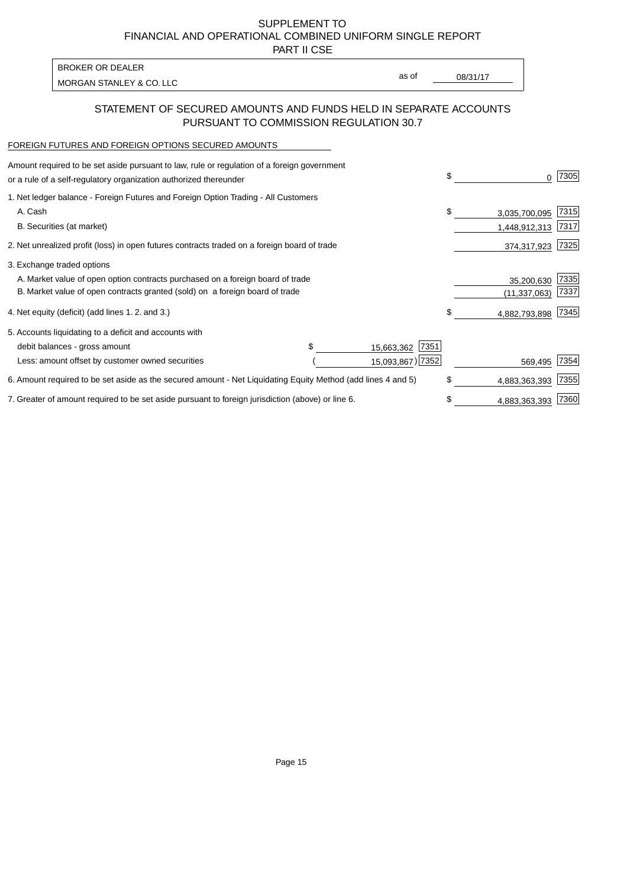SUPPLEMENT TO
FINANCIAL AND OPERATIONAL COMBINED UNIFORM SINGLE REPORT
PART II CSE

| BROKER OR DEALER | | |
|---|---|---|
| MORGAN STANLEY & CO. LLC | as of | 08/31/17 |

## STATEMENT OF SECURED AMOUNTS AND FUNDS HELD IN SEPARATE ACCOUNTS PURSUANT TO COMMISSION REGULATION 30.7

FOREIGN FUTURES AND FOREIGN OPTIONS SECURED AMOUNTS

| | | | | |
|---|---|---|---|---|
| Amount required to be set aside pursuant to law, rule or regulation of a foreign government or a rule of a self-regulatory organization authorized thereunder | | | $ 0 | 7305 |
| 1. Net ledger balance - Foreign Futures and Foreign Option Trading - All Customers | | | | |
| A. Cash | | | $ 3,035,700,095 | 7315 |
| B. Securities (at market) | | | 1,448,912,313 | 7317 |
| 2. Net unrealized profit (loss) in open futures contracts traded on a foreign board of trade | | | 374,317,923 | 7325 |
| 3. Exchange traded options | | | | |
| A. Market value of open option contracts purchased on a foreign board of trade | | | 35,200,630 | 7335 |
| B. Market value of open contracts granted (sold) on a foreign board of trade | | | (11,337,063) | 7337 |
| 4. Net equity (deficit) (add lines 1. 2. and 3.) | | | $ 4,882,793,898 | 7345 |
| 5. Accounts liquidating to a deficit and accounts with | | | | |
| debit balances - gross amount | $ 15,663,362 | 7351 | | |
| Less: amount offset by customer owned securities | ( 15,093,867) | 7352 | 569,495 | 7354 |
| 6. Amount required to be set aside as the secured amount - Net Liquidating Equity Method (add lines 4 and 5) | | | $ 4,883,363,393 | 7355 |
| 7. Greater of amount required to be set aside pursuant to foreign jurisdiction (above) or line 6. | | | $ 4,883,363,393 | 7360 |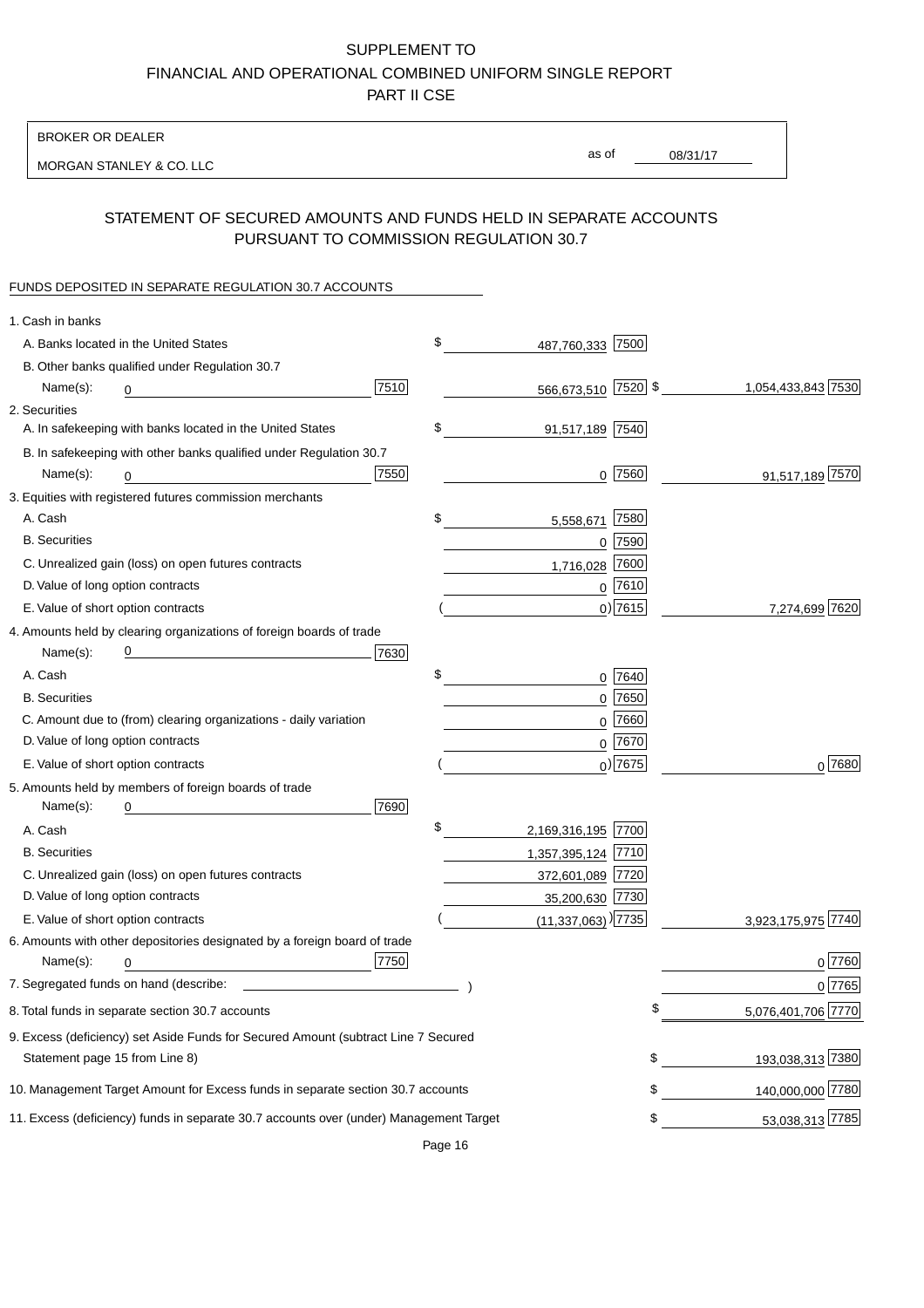SUPPLEMENT TO
FINANCIAL AND OPERATIONAL COMBINED UNIFORM SINGLE REPORT
PART II CSE

BROKER OR DEALER

MORGAN STANLEY & CO. LLC

as of 08/31/17

## STATEMENT OF SECURED AMOUNTS AND FUNDS HELD IN SEPARATE ACCOUNTS PURSUANT TO COMMISSION REGULATION 30.7

FUNDS DEPOSITED IN SEPARATE REGULATION 30.7 ACCOUNTS

| | | | |
|---|---|---|---|
| 1. Cash in banks | | | |
| A. Banks located in the United States | | $ 487,760,333 [7500] | |
| B. Other banks qualified under Regulation 30.7 | | | |
| Name(s): 0 | [7510] | 566,673,510 [7520] | $ 1,054,433,843 [7530] |
| 2. Securities | | | |
| A. In safekeeping with banks located in the United States | | $ 91,517,189 [7540] | |
| B. In safekeeping with other banks qualified under Regulation 30.7 | | | |
| Name(s): 0 | [7550] | 0 [7560] | 91,517,189 [7570] |
| 3. Equities with registered futures commission merchants | | | |
| A. Cash | | $ 5,558,671 [7580] | |
| B. Securities | | 0 [7590] | |
| C. Unrealized gain (loss) on open futures contracts | | 1,716,028 [7600] | |
| D. Value of long option contracts | | 0 [7610] | |
| E. Value of short option contracts | | ( 0) [7615] | 7,274,699 [7620] |
| 4. Amounts held by clearing organizations of foreign boards of trade | | | |
| Name(s): 0 | [7630] | | |
| A. Cash | | $ 0 [7640] | |
| B. Securities | | 0 [7650] | |
| C. Amount due to (from) clearing organizations - daily variation | | 0 [7660] | |
| D. Value of long option contracts | | 0 [7670] | |
| E. Value of short option contracts | | ( 0) [7675] | 0 [7680] |
| 5. Amounts held by members of foreign boards of trade | | | |
| Name(s): 0 | [7690] | | |
| A. Cash | | $ 2,169,316,195 [7700] | |
| B. Securities | | 1,357,395,124 [7710] | |
| C. Unrealized gain (loss) on open futures contracts | | 372,601,089 [7720] | |
| D. Value of long option contracts | | 35,200,630 [7730] | |
| E. Value of short option contracts | | ( (11,337,063) ) [7735] | 3,923,175,975 [7740] |
| 6. Amounts with other depositories designated by a foreign board of trade | | | |
| Name(s): 0 | [7750] | | 0 [7760] |
| 7. Segregated funds on hand (describe: ) | | | 0 [7765] |
| 8. Total funds in separate section 30.7 accounts | | | $ 5,076,401,706 [7770] |
| 9. Excess (deficiency) set Aside Funds for Secured Amount (subtract Line 7 Secured Statement page 15 from Line 8) | | | $ 193,038,313 [7380] |
| 10. Management Target Amount for Excess funds in separate section 30.7 accounts | | | $ 140,000,000 [7780] |
| 11. Excess (deficiency) funds in separate 30.7 accounts over (under) Management Target | | | $ 53,038,313 [7785] |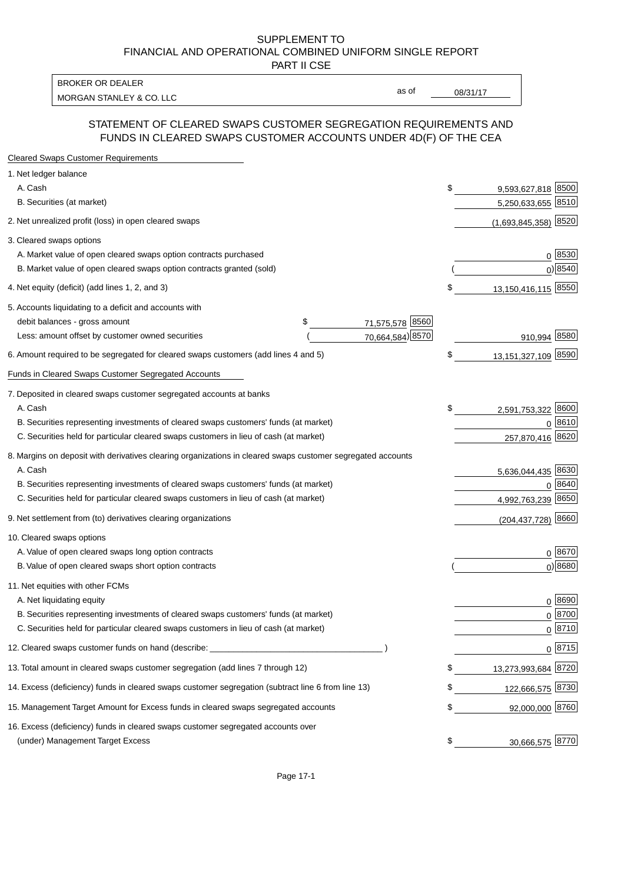SUPPLEMENT TO
FINANCIAL AND OPERATIONAL COMBINED UNIFORM SINGLE REPORT
PART II CSE

| | |
|---|---|
| BROKER OR DEALER<br>MORGAN STANLEY & CO. LLC | as of 08/31/17 |

## STATEMENT OF CLEARED SWAPS CUSTOMER SEGREGATION REQUIREMENTS AND FUNDS IN CLEARED SWAPS CUSTOMER ACCOUNTS UNDER 4D(F) OF THE CEA

| | | | |
|---|---|---|---|
| **Cleared Swaps Customer Requirements** | | | |
| 1. Net ledger balance | | | |
| A. Cash | | $ 9,593,627,818 | 8500 |
| B. Securities (at market) | | 5,250,633,655 | 8510 |
| 2. Net unrealized profit (loss) in open cleared swaps | | (1,693,845,358) | 8520 |
| 3. Cleared swaps options | | | |
| A. Market value of open cleared swaps option contracts purchased | | 0 | 8530 |
| B. Market value of open cleared swaps option contracts granted (sold) | | ( 0) | 8540 |
| 4. Net equity (deficit) (add lines 1, 2, and 3) | | $ 13,150,416,115 | 8550 |
| 5. Accounts liquidating to a deficit and accounts with | | | |
| debit balances - gross amount | $ 71,575,578 8560 | | |
| Less: amount offset by customer owned securities | ( 70,664,584) 8570 | 910,994 | 8580 |
| 6. Amount required to be segregated for cleared swaps customers (add lines 4 and 5) | | $ 13,151,327,109 | 8590 |
| **Funds in Cleared Swaps Customer Segregated Accounts** | | | |
| 7. Deposited in cleared swaps customer segregated accounts at banks | | | |
| A. Cash | | $ 2,591,753,322 | 8600 |
| B. Securities representing investments of cleared swaps customers' funds (at market) | | 0 | 8610 |
| C. Securities held for particular cleared swaps customers in lieu of cash (at market) | | 257,870,416 | 8620 |
| 8. Margins on deposit with derivatives clearing organizations in cleared swaps customer segregated accounts | | | |
| A. Cash | | 5,636,044,435 | 8630 |
| B. Securities representing investments of cleared swaps customers' funds (at market) | | 0 | 8640 |
| C. Securities held for particular cleared swaps customers in lieu of cash (at market) | | 4,992,763,239 | 8650 |
| 9. Net settlement from (to) derivatives clearing organizations | | (204,437,728) | 8660 |
| 10. Cleared swaps options | | | |
| A. Value of open cleared swaps long option contracts | | 0 | 8670 |
| B. Value of open cleared swaps short option contracts | | ( 0) | 8680 |
| 11. Net equities with other FCMs | | | |
| A. Net liquidating equity | | 0 | 8690 |
| B. Securities representing investments of cleared swaps customers' funds (at market) | | 0 | 8700 |
| C. Securities held for particular cleared swaps customers in lieu of cash (at market) | | 0 | 8710 |
| 12. Cleared swaps customer funds on hand (describe: _______________ ) | | 0 | 8715 |
| 13. Total amount in cleared swaps customer segregation (add lines 7 through 12) | | $ 13,273,993,684 | 8720 |
| 14. Excess (deficiency) funds in cleared swaps customer segregation (subtract line 6 from line 13) | | $ 122,666,575 | 8730 |
| 15. Management Target Amount for Excess funds in cleared swaps segregated accounts | | $ 92,000,000 | 8760 |
| 16. Excess (deficiency) funds in cleared swaps customer segregated accounts over (under) Management Target Excess | | $ 30,666,575 | 8770 |